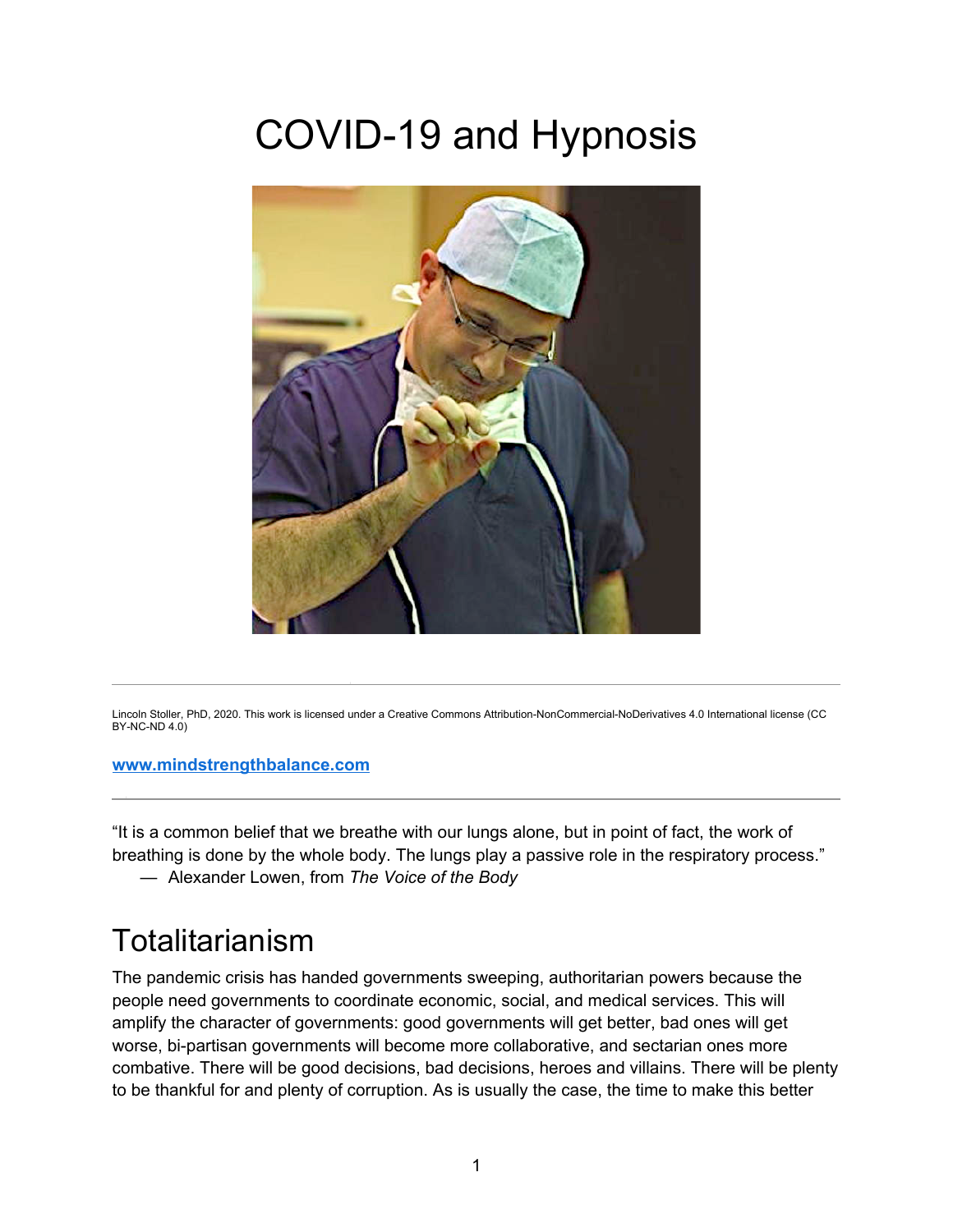# COVID-19 and Hypnosis

Lincoln Stoller, PhD, 2020. This work is licensed under a Creative Commons Attribution-NonCommercial-NoDerivatives 4.0 International license (CC BY-NC-ND 4.0)

**[www.mindstrengthbalance.com](http://www.mindstrengthbalance.com)**

---

"It is a common belief that we breathe with our lungs alone, but in point of fact, the work of breathing is done by the whole body. The lungs play a passive role in the respiratory process."
— Alexander Lowen, from *The Voice of the Body*

## Totalitarianism

The pandemic crisis has handed governments sweeping, authoritarian powers because the people need governments to coordinate economic, social, and medical services. This will amplify the character of governments: good governments will get better, bad ones will get worse, bi-partisan governments will become more collaborative, and sectarian ones more combative. There will be good decisions, bad decisions, heroes and villains. There will be plenty to be thankful for and plenty of corruption. As is usually the case, the time to make this better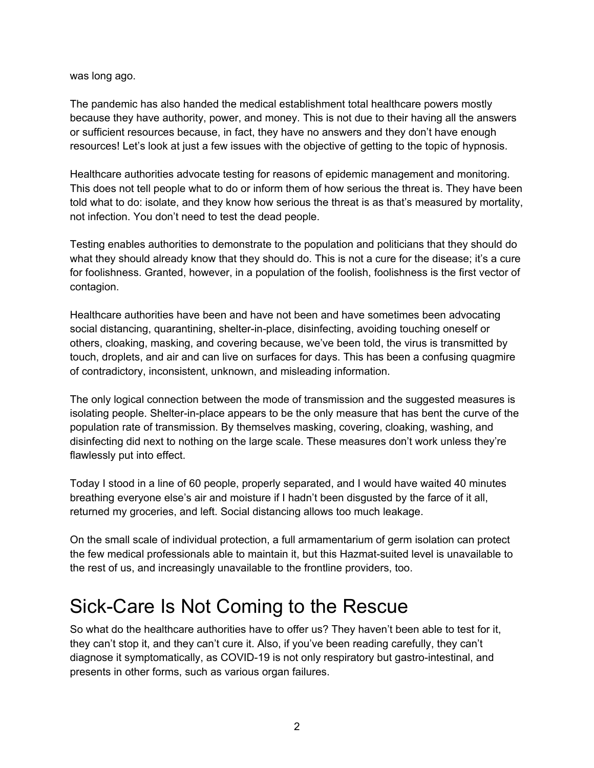was long ago.

The pandemic has also handed the medical establishment total healthcare powers mostly because they have authority, power, and money. This is not due to their having all the answers or sufficient resources because, in fact, they have no answers and they don't have enough resources! Let's look at just a few issues with the objective of getting to the topic of hypnosis.

Healthcare authorities advocate testing for reasons of epidemic management and monitoring. This does not tell people what to do or inform them of how serious the threat is. They have been told what to do: isolate, and they know how serious the threat is as that's measured by mortality, not infection. You don't need to test the dead people.

Testing enables authorities to demonstrate to the population and politicians that they should do what they should already know that they should do. This is not a cure for the disease; it's a cure for foolishness. Granted, however, in a population of the foolish, foolishness is the first vector of contagion.

Healthcare authorities have been and have not been and have sometimes been advocating social distancing, quarantining, shelter-in-place, disinfecting, avoiding touching oneself or others, cloaking, masking, and covering because, we've been told, the virus is transmitted by touch, droplets, and air and can live on surfaces for days. This has been a confusing quagmire of contradictory, inconsistent, unknown, and misleading information.

The only logical connection between the mode of transmission and the suggested measures is isolating people. Shelter-in-place appears to be the only measure that has bent the curve of the population rate of transmission. By themselves masking, covering, cloaking, washing, and disinfecting did next to nothing on the large scale. These measures don't work unless they're flawlessly put into effect.

Today I stood in a line of 60 people, properly separated, and I would have waited 40 minutes breathing everyone else's air and moisture if I hadn't been disgusted by the farce of it all, returned my groceries, and left. Social distancing allows too much leakage.

On the small scale of individual protection, a full armamentarium of germ isolation can protect the few medical professionals able to maintain it, but this Hazmat-suited level is unavailable to the rest of us, and increasingly unavailable to the frontline providers, too.

# Sick-Care Is Not Coming to the Rescue

So what do the healthcare authorities have to offer us? They haven't been able to test for it, they can't stop it, and they can't cure it. Also, if you've been reading carefully, they can't diagnose it symptomatically, as COVID-19 is not only respiratory but gastro-intestinal, and presents in other forms, such as various organ failures.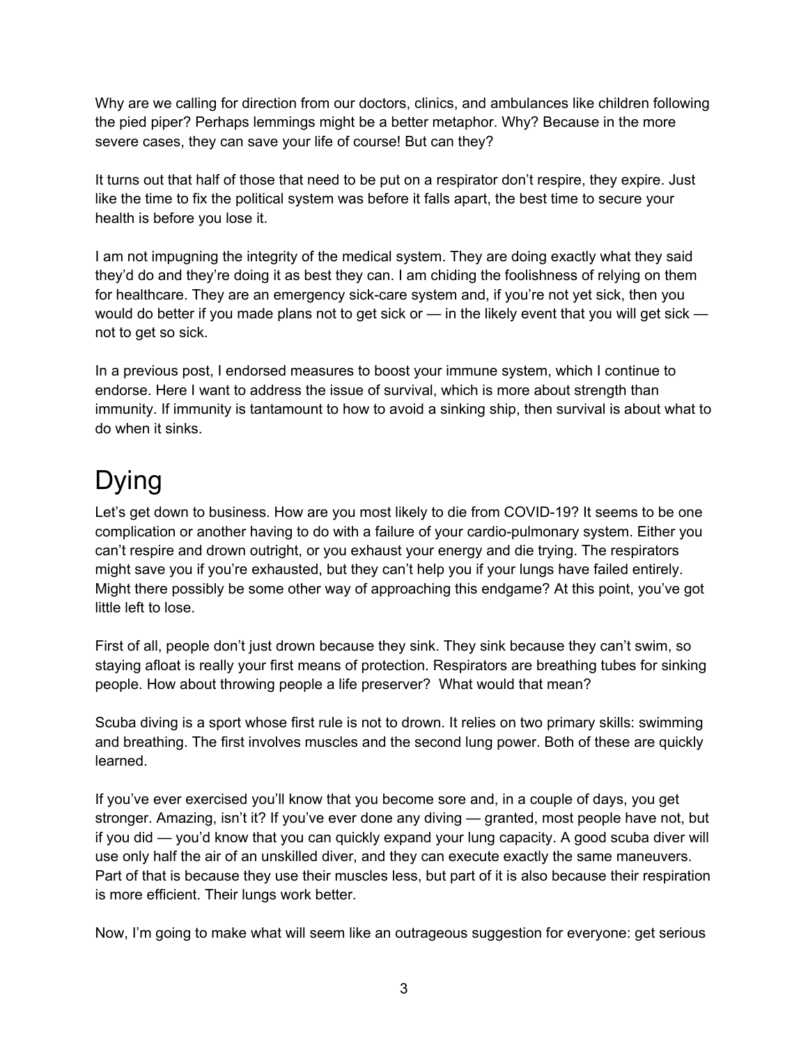Why are we calling for direction from our doctors, clinics, and ambulances like children following the pied piper? Perhaps lemmings might be a better metaphor. Why? Because in the more severe cases, they can save your life of course! But can they?

It turns out that half of those that need to be put on a respirator don't respire, they expire. Just like the time to fix the political system was before it falls apart, the best time to secure your health is before you lose it.

I am not impugning the integrity of the medical system. They are doing exactly what they said they'd do and they're doing it as best they can. I am chiding the foolishness of relying on them for healthcare. They are an emergency sick-care system and, if you're not yet sick, then you would do better if you made plans not to get sick or — in the likely event that you will get sick — not to get so sick.

In a previous post, I endorsed measures to boost your immune system, which I continue to endorse. Here I want to address the issue of survival, which is more about strength than immunity. If immunity is tantamount to how to avoid a sinking ship, then survival is about what to do when it sinks.

# Dying

Let's get down to business. How are you most likely to die from COVID-19? It seems to be one complication or another having to do with a failure of your cardio-pulmonary system. Either you can't respire and drown outright, or you exhaust your energy and die trying. The respirators might save you if you're exhausted, but they can't help you if your lungs have failed entirely. Might there possibly be some other way of approaching this endgame? At this point, you've got little left to lose.

First of all, people don't just drown because they sink. They sink because they can't swim, so staying afloat is really your first means of protection. Respirators are breathing tubes for sinking people. How about throwing people a life preserver?  What would that mean?

Scuba diving is a sport whose first rule is not to drown. It relies on two primary skills: swimming and breathing. The first involves muscles and the second lung power. Both of these are quickly learned.

If you've ever exercised you'll know that you become sore and, in a couple of days, you get stronger. Amazing, isn't it? If you've ever done any diving — granted, most people have not, but if you did — you'd know that you can quickly expand your lung capacity. A good scuba diver will use only half the air of an unskilled diver, and they can execute exactly the same maneuvers. Part of that is because they use their muscles less, but part of it is also because their respiration is more efficient. Their lungs work better.

Now, I'm going to make what will seem like an outrageous suggestion for everyone: get serious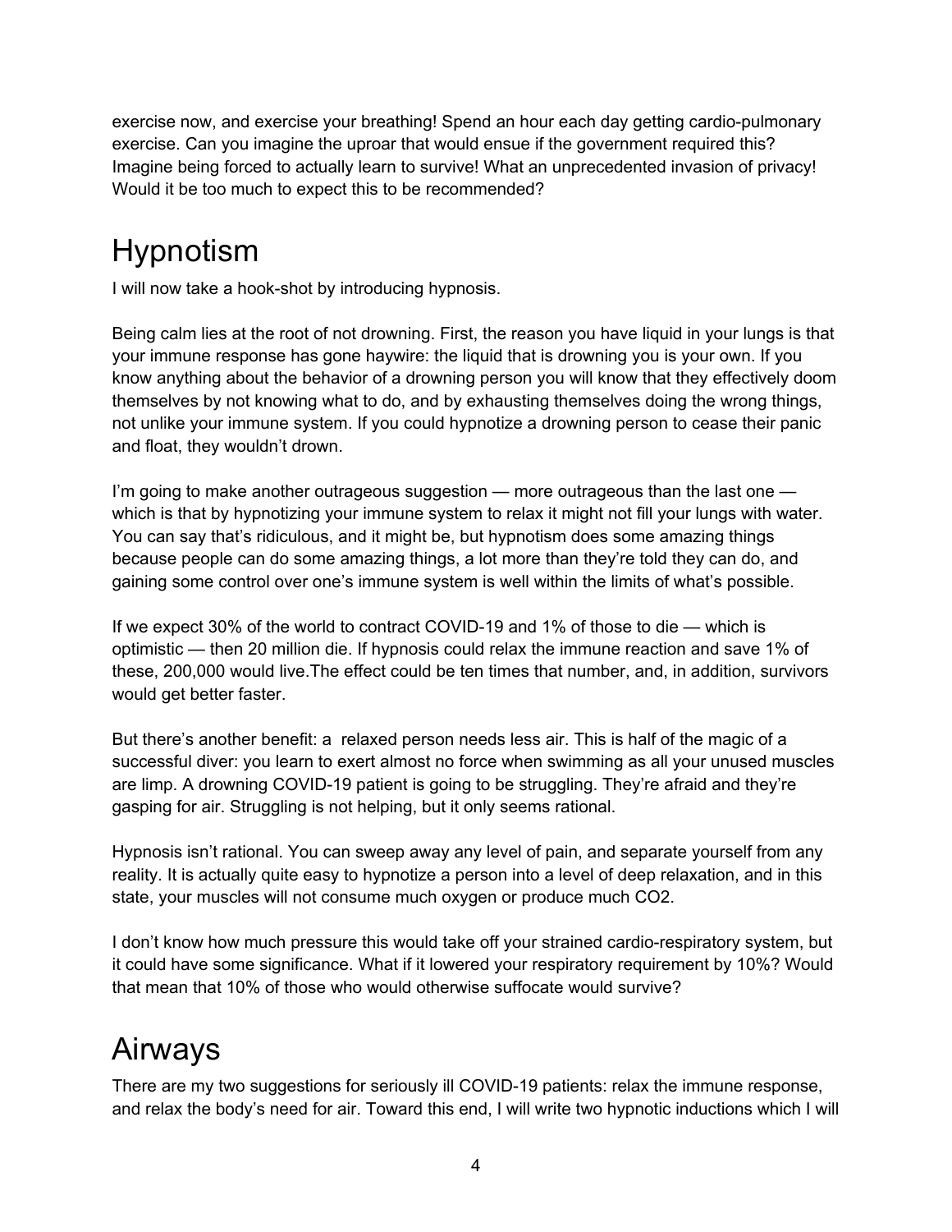exercise now, and exercise your breathing! Spend an hour each day getting cardio-pulmonary exercise. Can you imagine the uproar that would ensue if the government required this? Imagine being forced to actually learn to survive! What an unprecedented invasion of privacy! Would it be too much to expect this to be recommended?

# Hypnotism

I will now take a hook-shot by introducing hypnosis.

Being calm lies at the root of not drowning. First, the reason you have liquid in your lungs is that your immune response has gone haywire: the liquid that is drowning you is your own. If you know anything about the behavior of a drowning person you will know that they effectively doom themselves by not knowing what to do, and by exhausting themselves doing the wrong things, not unlike your immune system. If you could hypnotize a drowning person to cease their panic and float, they wouldn't drown.

I'm going to make another outrageous suggestion — more outrageous than the last one — which is that by hypnotizing your immune system to relax it might not fill your lungs with water. You can say that's ridiculous, and it might be, but hypnotism does some amazing things because people can do some amazing things, a lot more than they're told they can do, and gaining some control over one's immune system is well within the limits of what's possible.

If we expect 30% of the world to contract COVID-19 and 1% of those to die — which is optimistic — then 20 million die. If hypnosis could relax the immune reaction and save 1% of these, 200,000 would live.The effect could be ten times that number, and, in addition, survivors would get better faster.

But there's another benefit: a relaxed person needs less air. This is half of the magic of a successful diver: you learn to exert almost no force when swimming as all your unused muscles are limp. A drowning COVID-19 patient is going to be struggling. They're afraid and they're gasping for air. Struggling is not helping, but it only seems rational.

Hypnosis isn't rational. You can sweep away any level of pain, and separate yourself from any reality. It is actually quite easy to hypnotize a person into a level of deep relaxation, and in this state, your muscles will not consume much oxygen or produce much $CO_2$.

I don't know how much pressure this would take off your strained cardio-respiratory system, but it could have some significance. What if it lowered your respiratory requirement by 10%? Would that mean that 10% of those who would otherwise suffocate would survive?

# Airways

There are my two suggestions for seriously ill COVID-19 patients: relax the immune response, and relax the body's need for air. Toward this end, I will write two hypnotic inductions which I will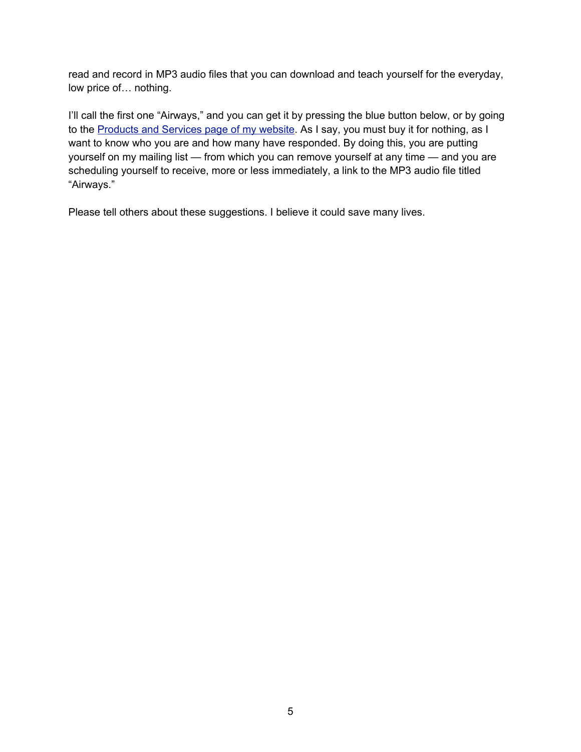read and record in MP3 audio files that you can download and teach yourself for the everyday, low price of… nothing.

I'll call the first one "Airways," and you can get it by pressing the blue button below, or by going to the Products and Services page of my website. As I say, you must buy it for nothing, as I want to know who you are and how many have responded. By doing this, you are putting yourself on my mailing list — from which you can remove yourself at any time — and you are scheduling yourself to receive, more or less immediately, a link to the MP3 audio file titled "Airways."

Please tell others about these suggestions. I believe it could save many lives.